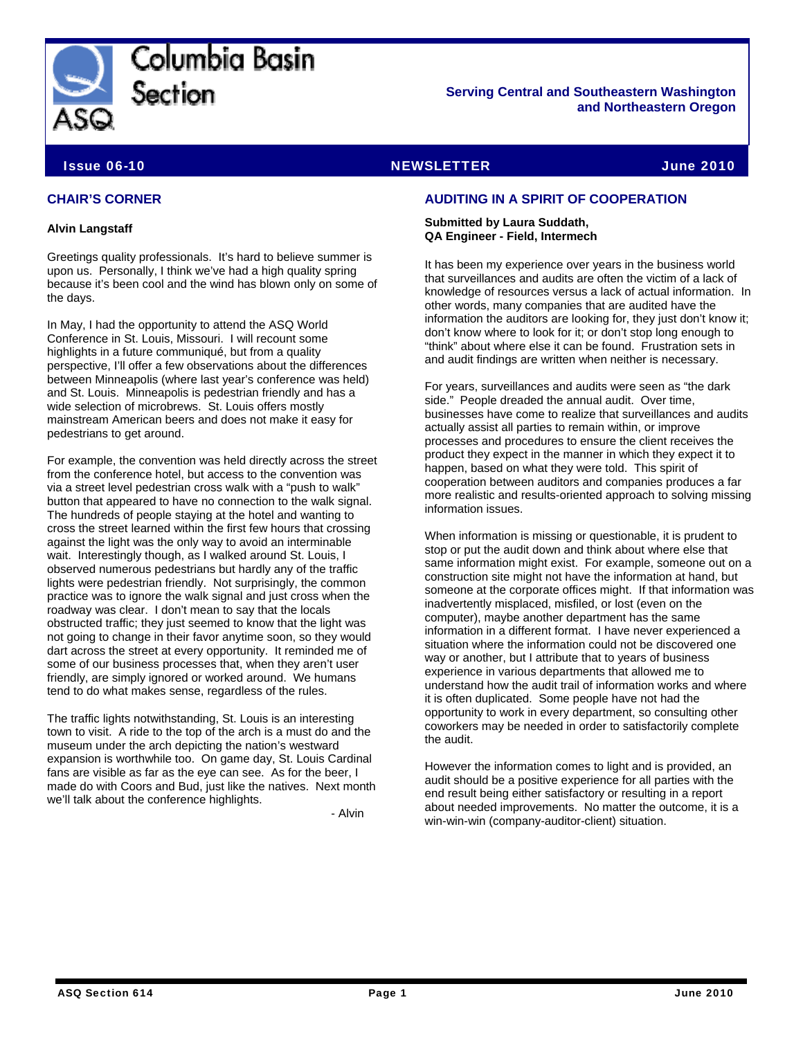# Columbia Basin Section

ASQ

**Serving Central and Southeastern Washington and Northeastern Oregon**

**Issue 06-10** **NEWSLETTER** **June 2010**

## CHAIR'S CORNER

**Alvin Langstaff**

Greetings quality professionals. It's hard to believe summer is upon us. Personally, I think we've had a high quality spring because it's been cool and the wind has blown only on some of the days.

In May, I had the opportunity to attend the ASQ World Conference in St. Louis, Missouri. I will recount some highlights in a future communiqué, but from a quality perspective, I'll offer a few observations about the differences between Minneapolis (where last year's conference was held) and St. Louis. Minneapolis is pedestrian friendly and has a wide selection of microbrews. St. Louis offers mostly mainstream American beers and does not make it easy for pedestrians to get around.

For example, the convention was held directly across the street from the conference hotel, but access to the convention was via a street level pedestrian cross walk with a "push to walk" button that appeared to have no connection to the walk signal. The hundreds of people staying at the hotel and wanting to cross the street learned within the first few hours that crossing against the light was the only way to avoid an interminable wait. Interestingly though, as I walked around St. Louis, I observed numerous pedestrians but hardly any of the traffic lights were pedestrian friendly. Not surprisingly, the common practice was to ignore the walk signal and just cross when the roadway was clear. I don't mean to say that the locals obstructed traffic; they just seemed to know that the light was not going to change in their favor anytime soon, so they would dart across the street at every opportunity. It reminded me of some of our business processes that, when they aren't user friendly, are simply ignored or worked around. We humans tend to do what makes sense, regardless of the rules.

The traffic lights notwithstanding, St. Louis is an interesting town to visit. A ride to the top of the arch is a must do and the museum under the arch depicting the nation's westward expansion is worthwhile too. On game day, St. Louis Cardinal fans are visible as far as the eye can see. As for the beer, I made do with Coors and Bud, just like the natives. Next month we'll talk about the conference highlights.

- Alvin

## AUDITING IN A SPIRIT OF COOPERATION

**Submitted by Laura Suddath,**
**QA Engineer - Field, Intermech**

It has been my experience over years in the business world that surveillances and audits are often the victim of a lack of knowledge of resources versus a lack of actual information. In other words, many companies that are audited have the information the auditors are looking for, they just don't know it; don't know where to look for it; or don't stop long enough to "think" about where else it can be found. Frustration sets in and audit findings are written when neither is necessary.

For years, surveillances and audits were seen as "the dark side." People dreaded the annual audit. Over time, businesses have come to realize that surveillances and audits actually assist all parties to remain within, or improve processes and procedures to ensure the client receives the product they expect in the manner in which they expect it to happen, based on what they were told. This spirit of cooperation between auditors and companies produces a far more realistic and results-oriented approach to solving missing information issues.

When information is missing or questionable, it is prudent to stop or put the audit down and think about where else that same information might exist. For example, someone out on a construction site might not have the information at hand, but someone at the corporate offices might. If that information was inadvertently misplaced, misfiled, or lost (even on the computer), maybe another department has the same information in a different format. I have never experienced a situation where the information could not be discovered one way or another, but I attribute that to years of business experience in various departments that allowed me to understand how the audit trail of information works and where it is often duplicated. Some people have not had the opportunity to work in every department, so consulting other coworkers may be needed in order to satisfactorily complete the audit.

However the information comes to light and is provided, an audit should be a positive experience for all parties with the end result being either satisfactory or resulting in a report about needed improvements. No matter the outcome, it is a win-win-win (company-auditor-client) situation.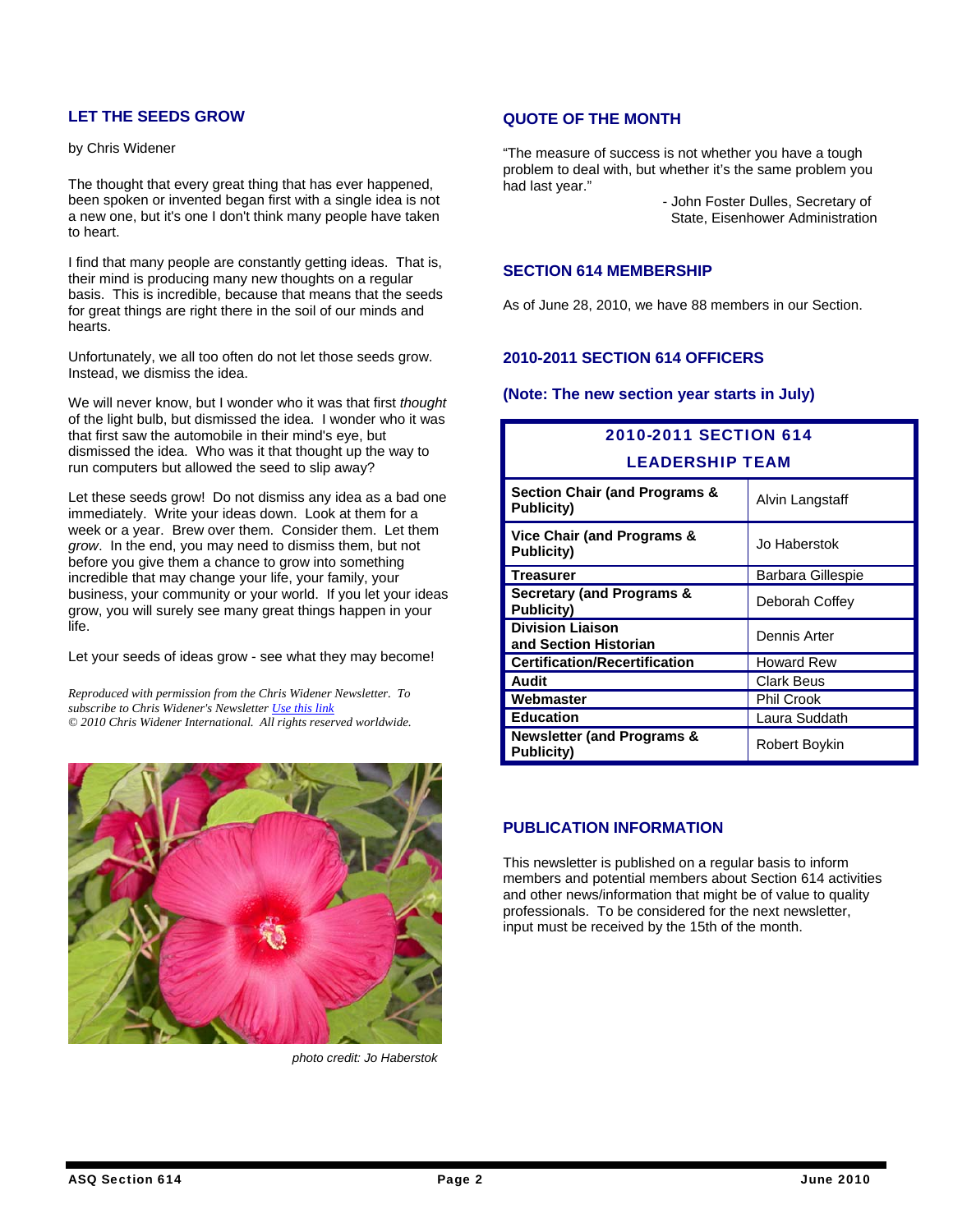## LET THE SEEDS GROW

by Chris Widener

The thought that every great thing that has ever happened, been spoken or invented began first with a single idea is not a new one, but it's one I don't think many people have taken to heart.

I find that many people are constantly getting ideas. That is, their mind is producing many new thoughts on a regular basis. This is incredible, because that means that the seeds for great things are right there in the soil of our minds and hearts.

Unfortunately, we all too often do not let those seeds grow. Instead, we dismiss the idea.

We will never know, but I wonder who it was that first *thought* of the light bulb, but dismissed the idea. I wonder who it was that first saw the automobile in their mind's eye, but dismissed the idea. Who was it that thought up the way to run computers but allowed the seed to slip away?

Let these seeds grow! Do not dismiss any idea as a bad one immediately. Write your ideas down. Look at them for a week or a year. Brew over them. Consider them. Let them *grow*. In the end, you may need to dismiss them, but not before you give them a chance to grow into something incredible that may change your life, your family, your business, your community or your world. If you let your ideas grow, you will surely see many great things happen in your life.

Let your seeds of ideas grow - see what they may become!

*Reproduced with permission from the Chris Widener Newsletter. To subscribe to Chris Widener's Newsletter Use this link*
*© 2010 Chris Widener International. All rights reserved worldwide.*

*photo credit: Jo Haberstok*

## QUOTE OF THE MONTH

"The measure of success is not whether you have a tough problem to deal with, but whether it's the same problem you had last year."

- John Foster Dulles, Secretary of State, Eisenhower Administration

## SECTION 614 MEMBERSHIP

As of June 28, 2010, we have 88 members in our Section.

## 2010-2011 SECTION 614 OFFICERS

### (Note: The new section year starts in July)

| 2010-2011 SECTION 614 LEADERSHIP TEAM | |
|---|---|
| **Section Chair (and Programs & Publicity)** | Alvin Langstaff |
| **Vice Chair (and Programs & Publicity)** | Jo Haberstok |
| **Treasurer** | Barbara Gillespie |
| **Secretary (and Programs & Publicity)** | Deborah Coffey |
| **Division Liaison and Section Historian** | Dennis Arter |
| **Certification/Recertification** | Howard Rew |
| **Audit** | Clark Beus |
| **Webmaster** | Phil Crook |
| **Education** | Laura Suddath |
| **Newsletter (and Programs & Publicity)** | Robert Boykin |

## PUBLICATION INFORMATION

This newsletter is published on a regular basis to inform members and potential members about Section 614 activities and other news/information that might be of value to quality professionals. To be considered for the next newsletter, input must be received by the 15th of the month.